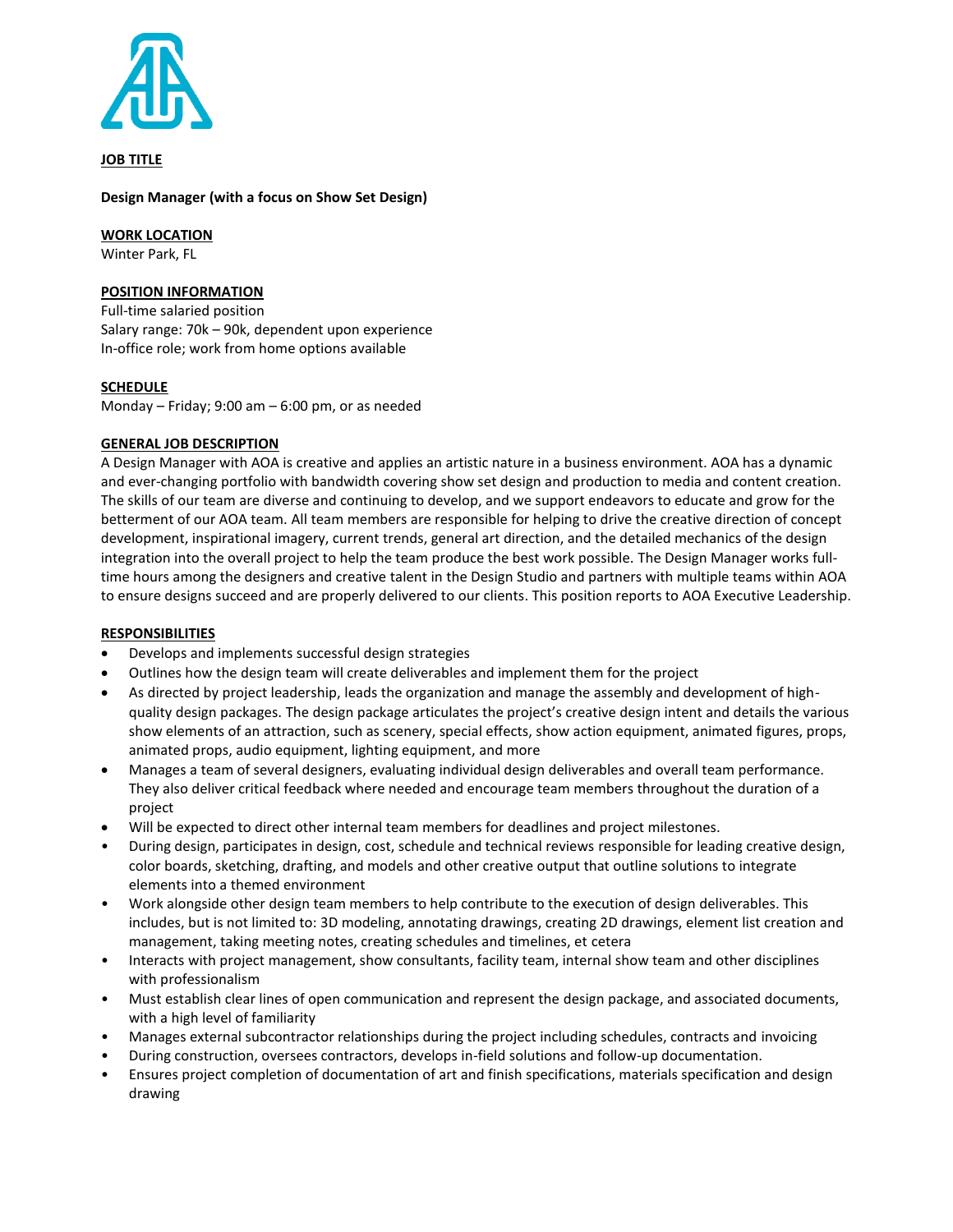## JOB TITLE

**Design Manager (with a focus on Show Set Design)**

## WORK LOCATION

Winter Park, FL

## POSITION INFORMATION

Full-time salaried position
Salary range: 70k – 90k, dependent upon experience
In-office role; work from home options available

## SCHEDULE

Monday – Friday; 9:00 am – 6:00 pm, or as needed

## GENERAL JOB DESCRIPTION

A Design Manager with AOA is creative and applies an artistic nature in a business environment. AOA has a dynamic and ever-changing portfolio with bandwidth covering show set design and production to media and content creation. The skills of our team are diverse and continuing to develop, and we support endeavors to educate and grow for the betterment of our AOA team. All team members are responsible for helping to drive the creative direction of concept development, inspirational imagery, current trends, general art direction, and the detailed mechanics of the design integration into the overall project to help the team produce the best work possible. The Design Manager works full-time hours among the designers and creative talent in the Design Studio and partners with multiple teams within AOA to ensure designs succeed and are properly delivered to our clients. This position reports to AOA Executive Leadership.

## RESPONSIBILITIES

- Develops and implements successful design strategies
- Outlines how the design team will create deliverables and implement them for the project
- As directed by project leadership, leads the organization and manage the assembly and development of high-quality design packages. The design package articulates the project's creative design intent and details the various show elements of an attraction, such as scenery, special effects, show action equipment, animated figures, props, animated props, audio equipment, lighting equipment, and more
- Manages a team of several designers, evaluating individual design deliverables and overall team performance. They also deliver critical feedback where needed and encourage team members throughout the duration of a project
- Will be expected to direct other internal team members for deadlines and project milestones.
- During design, participates in design, cost, schedule and technical reviews responsible for leading creative design, color boards, sketching, drafting, and models and other creative output that outline solutions to integrate elements into a themed environment
- Work alongside other design team members to help contribute to the execution of design deliverables. This includes, but is not limited to: 3D modeling, annotating drawings, creating 2D drawings, element list creation and management, taking meeting notes, creating schedules and timelines, et cetera
- Interacts with project management, show consultants, facility team, internal show team and other disciplines with professionalism
- Must establish clear lines of open communication and represent the design package, and associated documents, with a high level of familiarity
- Manages external subcontractor relationships during the project including schedules, contracts and invoicing
- During construction, oversees contractors, develops in-field solutions and follow-up documentation.
- Ensures project completion of documentation of art and finish specifications, materials specification and design drawing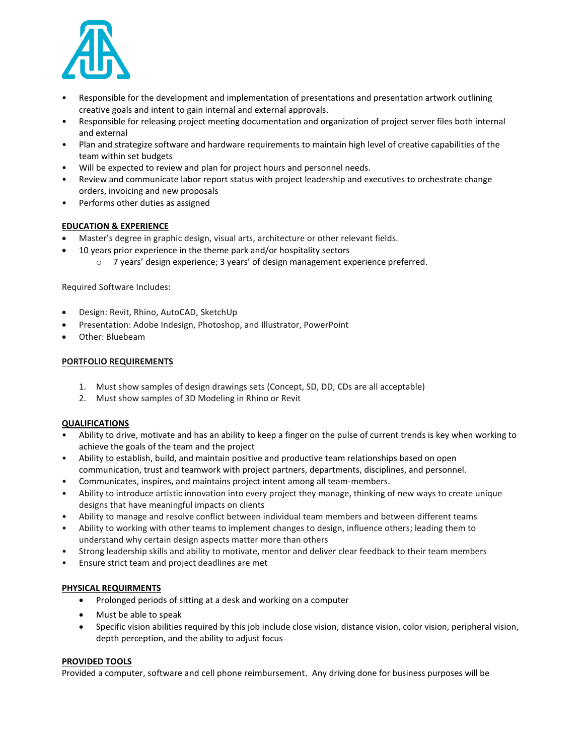- Responsible for the development and implementation of presentations and presentation artwork outlining creative goals and intent to gain internal and external approvals.
- Responsible for releasing project meeting documentation and organization of project server files both internal and external
- Plan and strategize software and hardware requirements to maintain high level of creative capabilities of the team within set budgets
- Will be expected to review and plan for project hours and personnel needs.
- Review and communicate labor report status with project leadership and executives to orchestrate change orders, invoicing and new proposals
- Performs other duties as assigned

**EDUCATION & EXPERIENCE**

- Master's degree in graphic design, visual arts, architecture or other relevant fields.
- 10 years prior experience in the theme park and/or hospitality sectors
  - 7 years' design experience; 3 years' of design management experience preferred.

Required Software Includes:

- Design: Revit, Rhino, AutoCAD, SketchUp
- Presentation: Adobe Indesign, Photoshop, and Illustrator, PowerPoint
- Other: Bluebeam

**PORTFOLIO REQUIREMENTS**

1. Must show samples of design drawings sets (Concept, SD, DD, CDs are all acceptable)
2. Must show samples of 3D Modeling in Rhino or Revit

**QUALIFICATIONS**

- Ability to drive, motivate and has an ability to keep a finger on the pulse of current trends is key when working to achieve the goals of the team and the project
- Ability to establish, build, and maintain positive and productive team relationships based on open communication, trust and teamwork with project partners, departments, disciplines, and personnel.
- Communicates, inspires, and maintains project intent among all team-members.
- Ability to introduce artistic innovation into every project they manage, thinking of new ways to create unique designs that have meaningful impacts on clients
- Ability to manage and resolve conflict between individual team members and between different teams
- Ability to working with other teams to implement changes to design, influence others; leading them to understand why certain design aspects matter more than others
- Strong leadership skills and ability to motivate, mentor and deliver clear feedback to their team members
- Ensure strict team and project deadlines are met

**PHYSICAL REQUIRMENTS**

- Prolonged periods of sitting at a desk and working on a computer
- Must be able to speak
- Specific vision abilities required by this job include close vision, distance vision, color vision, peripheral vision, depth perception, and the ability to adjust focus

**PROVIDED TOOLS**

Provided a computer, software and cell phone reimbursement. Any driving done for business purposes will be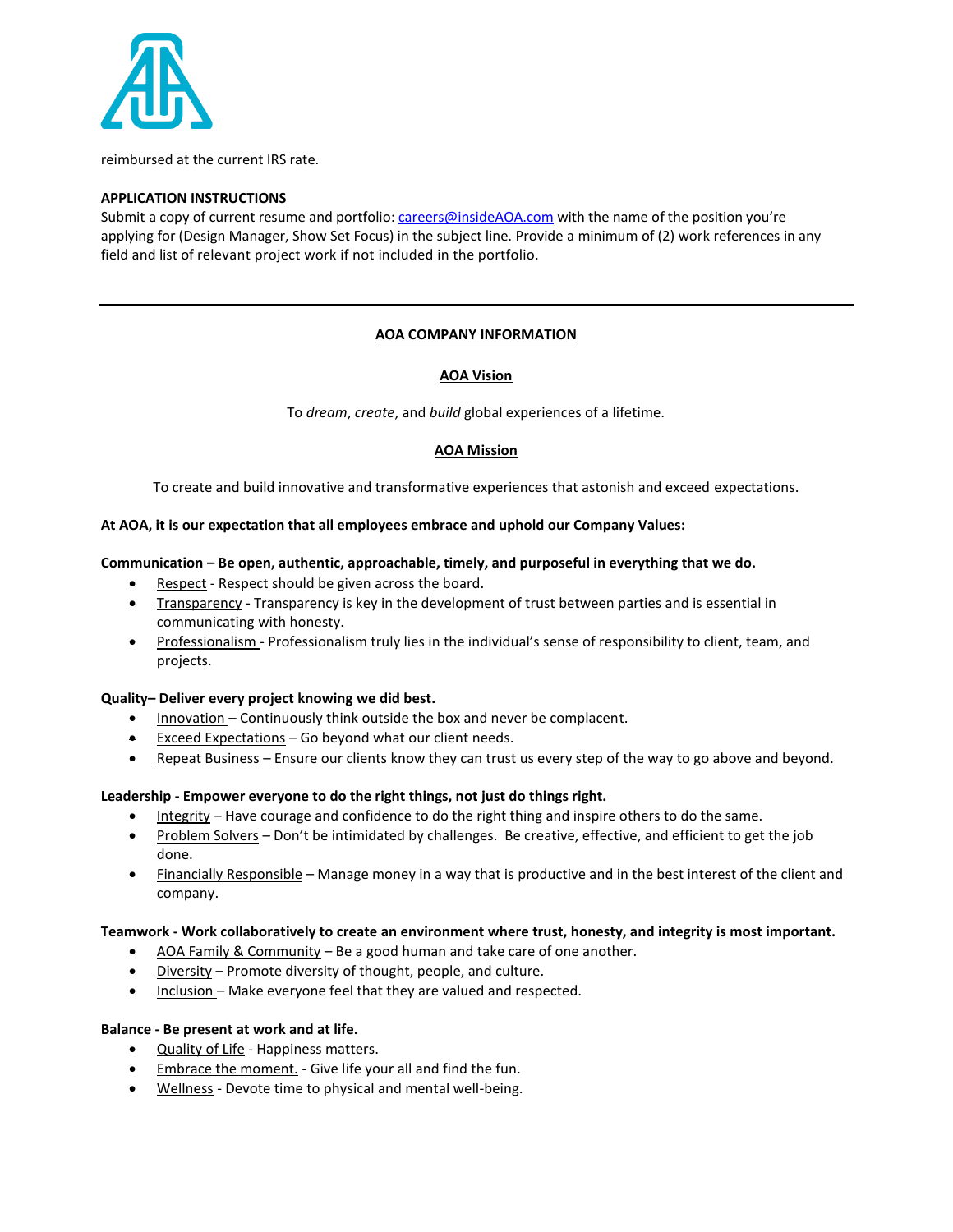reimbursed at the current IRS rate.

**APPLICATION INSTRUCTIONS**

Submit a copy of current resume and portfolio: careers@insideAOA.com with the name of the position you're applying for (Design Manager, Show Set Focus) in the subject line. Provide a minimum of (2) work references in any field and list of relevant project work if not included in the portfolio.

---

## AOA COMPANY INFORMATION

### AOA Vision

To *dream*, *create*, and *build* global experiences of a lifetime.

### AOA Mission

To create and build innovative and transformative experiences that astonish and exceed expectations.

**At AOA, it is our expectation that all employees embrace and uphold our Company Values:**

**Communication – Be open, authentic, approachable, timely, and purposeful in everything that we do.**

- Respect - Respect should be given across the board.
- Transparency - Transparency is key in the development of trust between parties and is essential in communicating with honesty.
- Professionalism - Professionalism truly lies in the individual's sense of responsibility to client, team, and projects.

**Quality– Deliver every project knowing we did best.**

- Innovation – Continuously think outside the box and never be complacent.
- Exceed Expectations – Go beyond what our client needs.
- Repeat Business – Ensure our clients know they can trust us every step of the way to go above and beyond.

**Leadership - Empower everyone to do the right things, not just do things right.**

- Integrity – Have courage and confidence to do the right thing and inspire others to do the same.
- Problem Solvers – Don't be intimidated by challenges. Be creative, effective, and efficient to get the job done.
- Financially Responsible – Manage money in a way that is productive and in the best interest of the client and company.

**Teamwork - Work collaboratively to create an environment where trust, honesty, and integrity is most important.**

- AOA Family & Community – Be a good human and take care of one another.
- Diversity – Promote diversity of thought, people, and culture.
- Inclusion – Make everyone feel that they are valued and respected.

**Balance - Be present at work and at life.**

- Quality of Life - Happiness matters.
- Embrace the moment. - Give life your all and find the fun.
- Wellness - Devote time to physical and mental well-being.